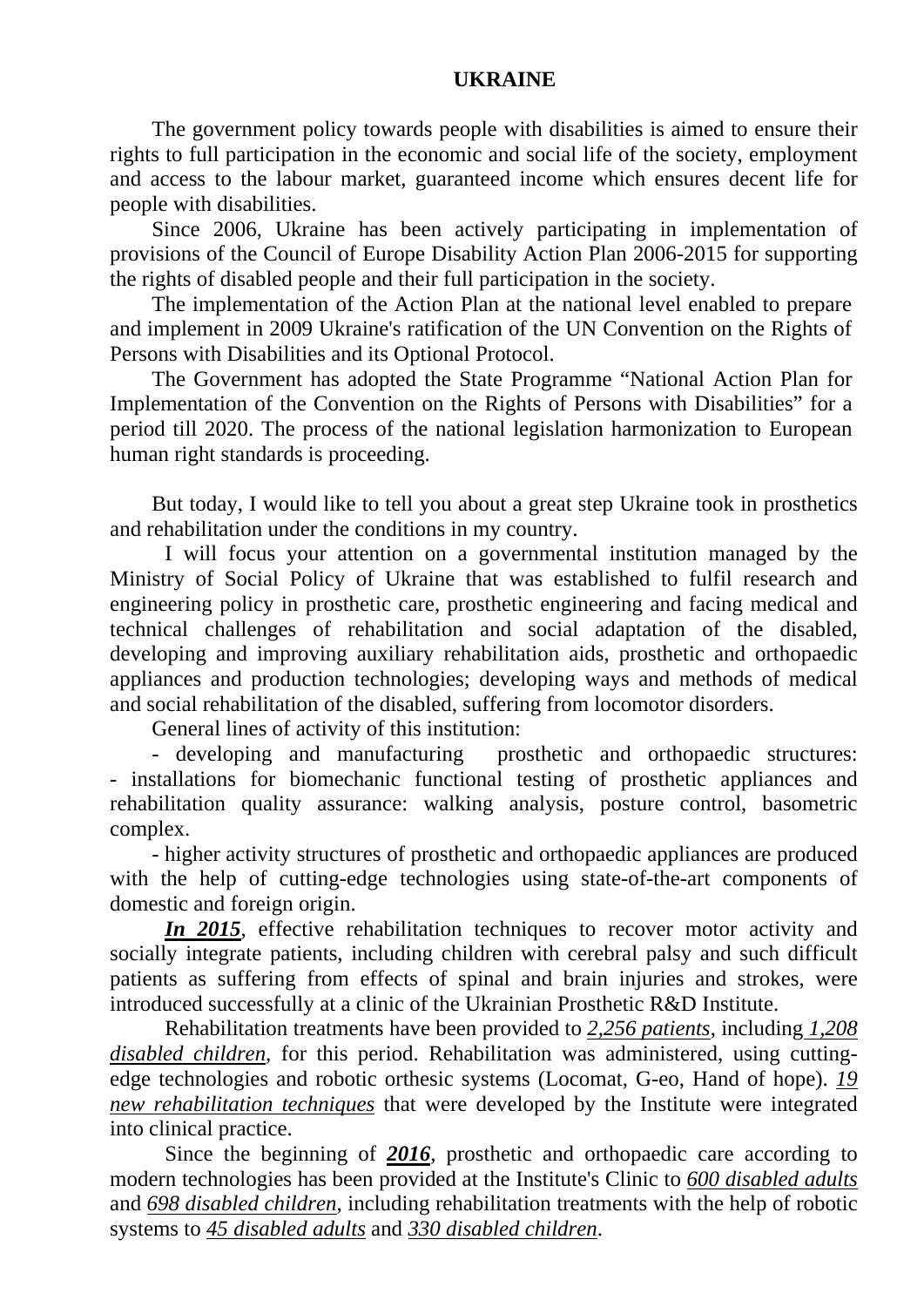# UKRAINE

The government policy towards people with disabilities is aimed to ensure their rights to full participation in the economic and social life of the society, employment and access to the labour market, guaranteed income which ensures decent life for people with disabilities.

Since 2006, Ukraine has been actively participating in implementation of provisions of the Council of Europe Disability Action Plan 2006-2015 for supporting the rights of disabled people and their full participation in the society.

The implementation of the Action Plan at the national level enabled to prepare and implement in 2009 Ukraine's ratification of the UN Convention on the Rights of Persons with Disabilities and its Optional Protocol.

The Government has adopted the State Programme "National Action Plan for Implementation of the Convention on the Rights of Persons with Disabilities" for a period till 2020. The process of the national legislation harmonization to European human right standards is proceeding.

But today, I would like to tell you about a great step Ukraine took in prosthetics and rehabilitation under the conditions in my country.

I will focus your attention on a governmental institution managed by the Ministry of Social Policy of Ukraine that was established to fulfil research and engineering policy in prosthetic care, prosthetic engineering and facing medical and technical challenges of rehabilitation and social adaptation of the disabled, developing and improving auxiliary rehabilitation aids, prosthetic and orthopaedic appliances and production technologies; developing ways and methods of medical and social rehabilitation of the disabled, suffering from locomotor disorders.

General lines of activity of this institution:

- developing and manufacturing prosthetic and orthopaedic structures:
- installations for biomechanic functional testing of prosthetic appliances and rehabilitation quality assurance: walking analysis, posture control, basometric complex.
- higher activity structures of prosthetic and orthopaedic appliances are produced with the help of cutting-edge technologies using state-of-the-art components of domestic and foreign origin.

***In 2015***, effective rehabilitation techniques to recover motor activity and socially integrate patients, including children with cerebral palsy and such difficult patients as suffering from effects of spinal and brain injuries and strokes, were introduced successfully at a clinic of the Ukrainian Prosthetic R&D Institute.

Rehabilitation treatments have been provided to *2,256 patients*, including *1,208 disabled children*, for this period. Rehabilitation was administered, using cutting-edge technologies and robotic orthesic systems (Locomat, G-eo, Hand of hope). *19 new rehabilitation techniques* that were developed by the Institute were integrated into clinical practice.

Since the beginning of ***2016***, prosthetic and orthopaedic care according to modern technologies has been provided at the Institute's Clinic to *600 disabled adults* and *698 disabled children*, including rehabilitation treatments with the help of robotic systems to *45 disabled adults* and *330 disabled children*.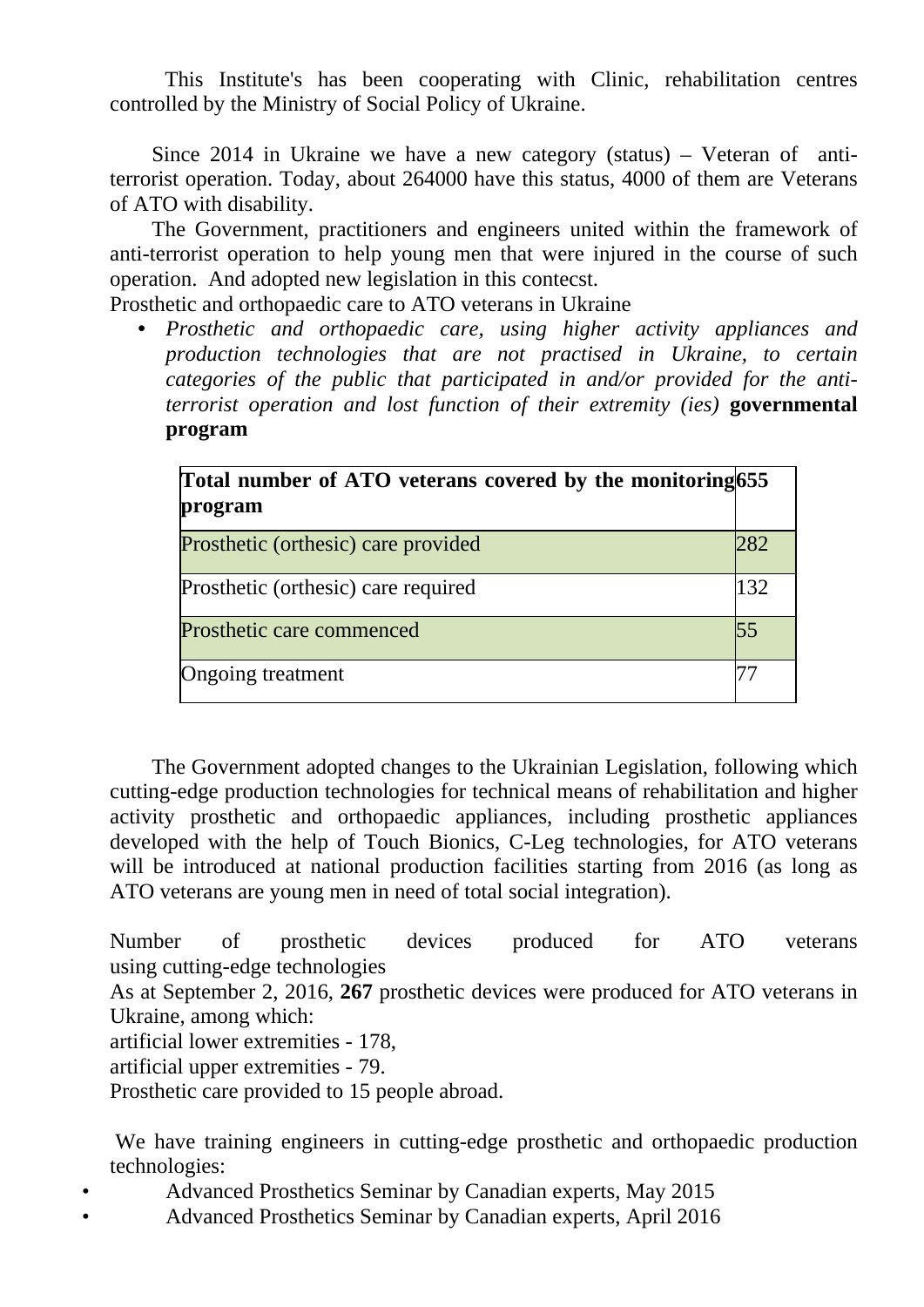This Institute's has been cooperating with Clinic, rehabilitation centres controlled by the Ministry of Social Policy of Ukraine.

Since 2014 in Ukraine we have a new category (status) – Veteran of anti-terrorist operation. Today, about 264000 have this status, 4000 of them are Veterans of ATO with disability.

The Government, practitioners and engineers united within the framework of anti-terrorist operation to help young men that were injured in the course of such operation. And adopted new legislation in this contecst.

Prosthetic and orthopaedic care to ATO veterans in Ukraine

- *Prosthetic and orthopaedic care, using higher activity appliances and production technologies that are not practised in Ukraine, to certain categories of the public that participated in and/or provided for the anti-terrorist operation and lost function of their extremity (ies)* **governmental program**

| **Total number of ATO veterans covered by the monitoring program** | **655** |
|---|---|
| Prosthetic (orthesic) care provided | 282 |
| Prosthetic (orthesic) care required | 132 |
| Prosthetic care commenced | 55 |
| Ongoing treatment | 77 |

The Government adopted changes to the Ukrainian Legislation, following which cutting-edge production technologies for technical means of rehabilitation and higher activity prosthetic and orthopaedic appliances, including prosthetic appliances developed with the help of Touch Bionics, C-Leg technologies, for ATO veterans will be introduced at national production facilities starting from 2016 (as long as ATO veterans are young men in need of total social integration).

Number of prosthetic devices produced for ATO veterans using cutting-edge technologies

As at September 2, 2016, **267** prosthetic devices were produced for ATO veterans in Ukraine, among which:

artificial lower extremities - 178,

artificial upper extremities - 79.

Prosthetic care provided to 15 people abroad.

We have training engineers in cutting-edge prosthetic and orthopaedic production technologies:

- Advanced Prosthetics Seminar by Canadian experts, May 2015
- Advanced Prosthetics Seminar by Canadian experts, April 2016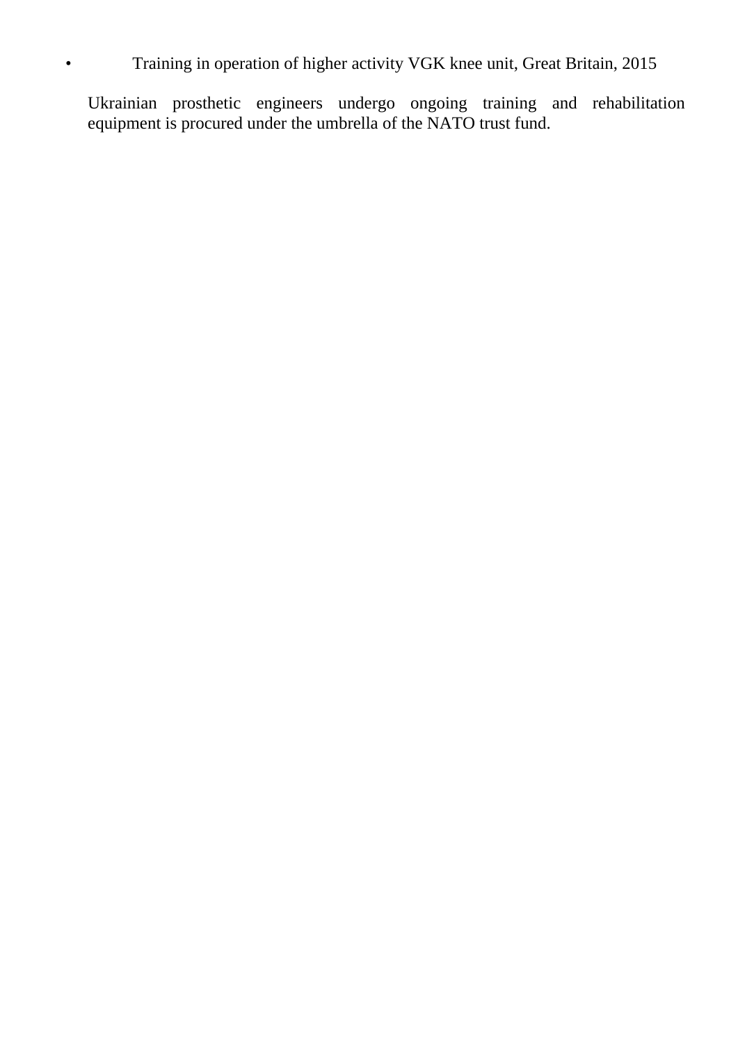- Training in operation of higher activity VGK knee unit, Great Britain, 2015

Ukrainian prosthetic engineers undergo ongoing training and rehabilitation equipment is procured under the umbrella of the NATO trust fund.